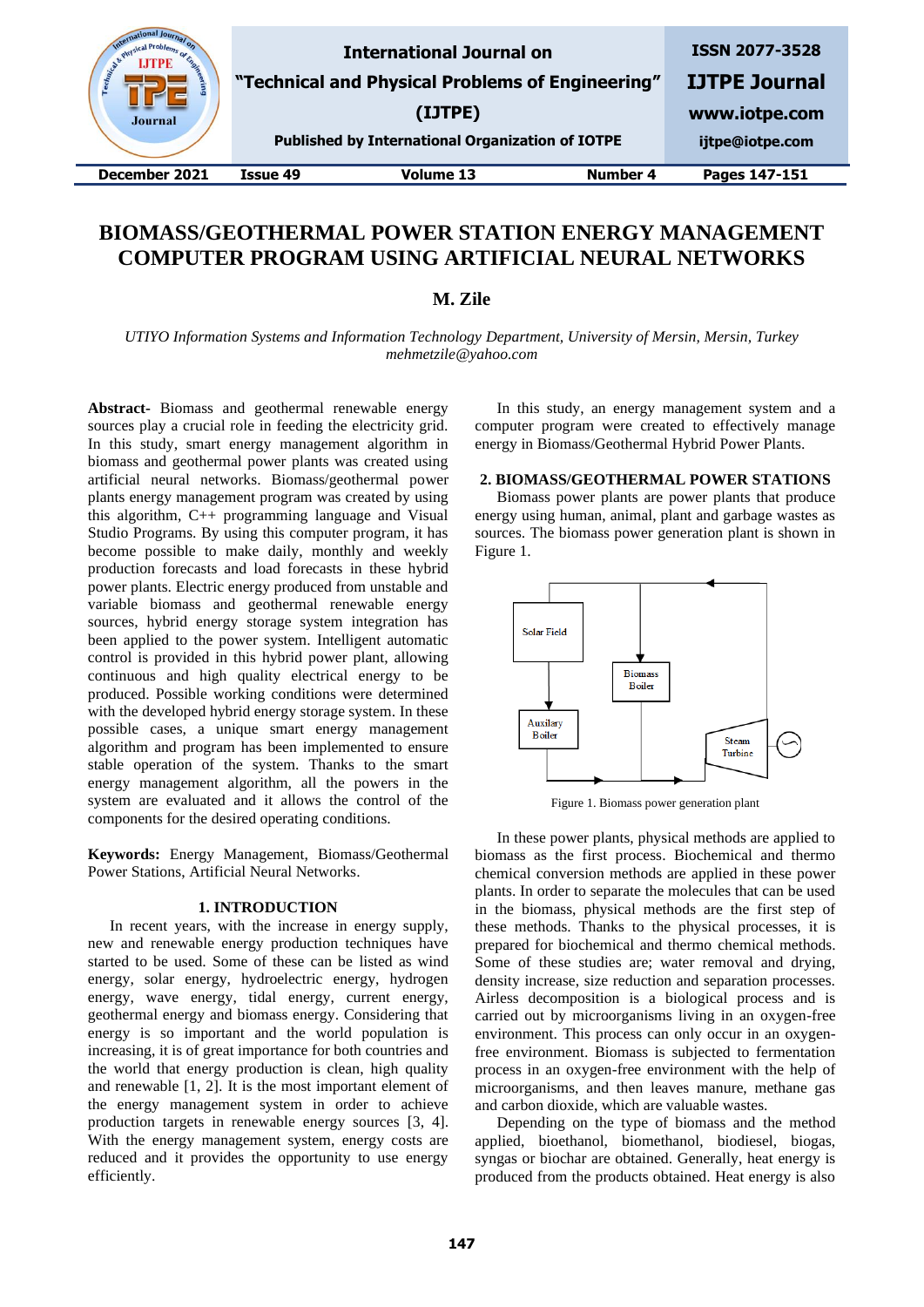# BIOMASS/GEOTHERMAL POWER STATION ENERGY MANAGEMENT COMPUTER PROGRAM USING ARTIFICIAL NEURAL NETWORKS

**M. Zile**

*UTIYO Information Systems and Information Technology Department, University of Mersin, Mersin, Turkey*
*mehmetzile@yahoo.com*

**Abstract-** Biomass and geothermal renewable energy sources play a crucial role in feeding the electricity grid. In this study, smart energy management algorithm in biomass and geothermal power plants was created using artificial neural networks. Biomass/geothermal power plants energy management program was created by using this algorithm, C++ programming language and Visual Studio Programs. By using this computer program, it has become possible to make daily, monthly and weekly production forecasts and load forecasts in these hybrid power plants. Electric energy produced from unstable and variable biomass and geothermal renewable energy sources, hybrid energy storage system integration has been applied to the power system. Intelligent automatic control is provided in this hybrid power plant, allowing continuous and high quality electrical energy to be produced. Possible working conditions were determined with the developed hybrid energy storage system. In these possible cases, a unique smart energy management algorithm and program has been implemented to ensure stable operation of the system. Thanks to the smart energy management algorithm, all the powers in the system are evaluated and it allows the control of the components for the desired operating conditions.

**Keywords:** Energy Management, Biomass/Geothermal Power Stations, Artificial Neural Networks.

## 1. INTRODUCTION

In recent years, with the increase in energy supply, new and renewable energy production techniques have started to be used. Some of these can be listed as wind energy, solar energy, hydroelectric energy, hydrogen energy, wave energy, tidal energy, current energy, geothermal energy and biomass energy. Considering that energy is so important and the world population is increasing, it is of great importance for both countries and the world that energy production is clean, high quality and renewable [1, 2]. It is the most important element of the energy management system in order to achieve production targets in renewable energy sources [3, 4]. With the energy management system, energy costs are reduced and it provides the opportunity to use energy efficiently.

In this study, an energy management system and a computer program were created to effectively manage energy in Biomass/Geothermal Hybrid Power Plants.

## 2. BIOMASS/GEOTHERMAL POWER STATIONS

Biomass power plants are power plants that produce energy using human, animal, plant and garbage wastes as sources. The biomass power generation plant is shown in Figure 1.

Figure 1. Biomass power generation plant

In these power plants, physical methods are applied to biomass as the first process. Biochemical and thermo chemical conversion methods are applied in these power plants. In order to separate the molecules that can be used in the biomass, physical methods are the first step of these methods. Thanks to the physical processes, it is prepared for biochemical and thermo chemical methods. Some of these studies are; water removal and drying, density increase, size reduction and separation processes. Airless decomposition is a biological process and is carried out by microorganisms living in an oxygen-free environment. This process can only occur in an oxygen-free environment. Biomass is subjected to fermentation process in an oxygen-free environment with the help of microorganisms, and then leaves manure, methane gas and carbon dioxide, which are valuable wastes.

Depending on the type of biomass and the method applied, bioethanol, biomethanol, biodiesel, biogas, syngas or biochar are obtained. Generally, heat energy is produced from the products obtained. Heat energy is also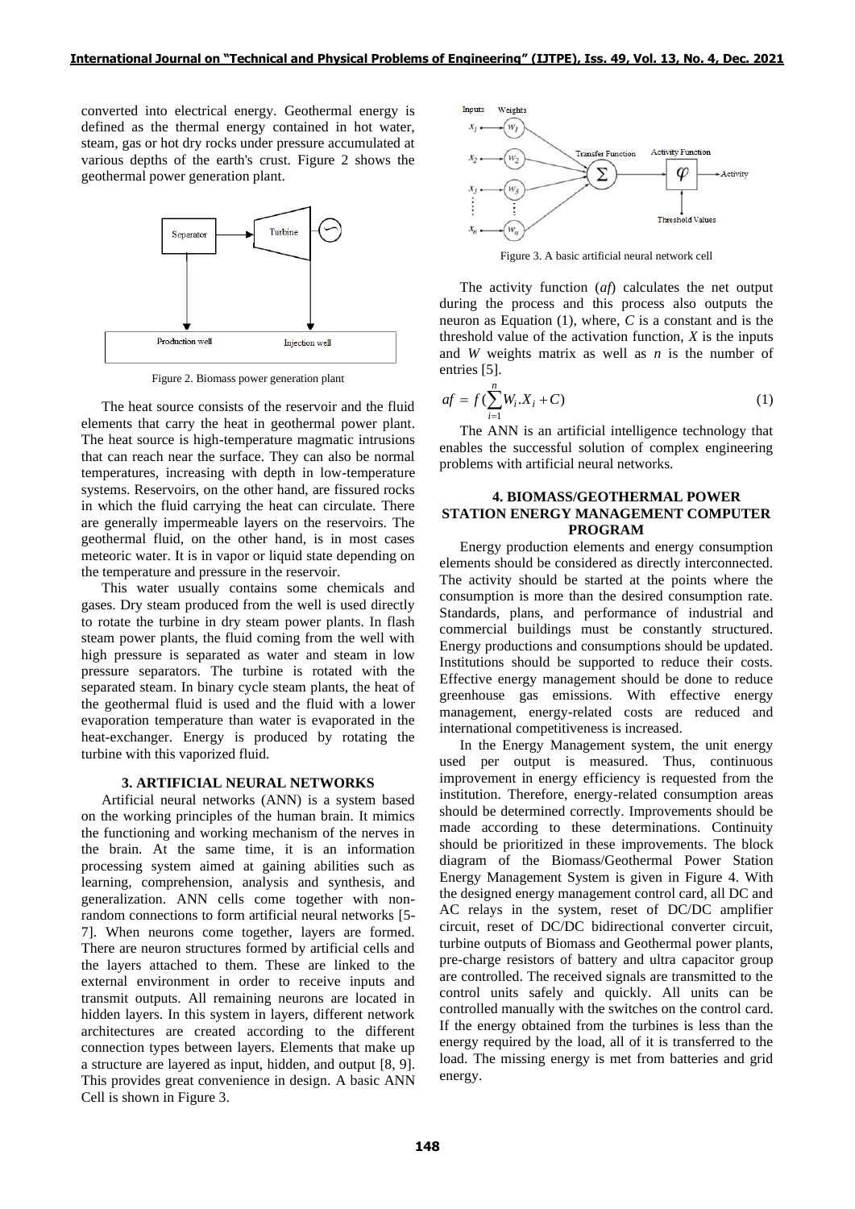converted into electrical energy. Geothermal energy is defined as the thermal energy contained in hot water, steam, gas or hot dry rocks under pressure accumulated at various depths of the earth's crust. Figure 2 shows the geothermal power generation plant.

Figure 2. Biomass power generation plant

The heat source consists of the reservoir and the fluid elements that carry the heat in geothermal power plant. The heat source is high-temperature magmatic intrusions that can reach near the surface. They can also be normal temperatures, increasing with depth in low-temperature systems. Reservoirs, on the other hand, are fissured rocks in which the fluid carrying the heat can circulate. There are generally impermeable layers on the reservoirs. The geothermal fluid, on the other hand, is in most cases meteoric water. It is in vapor or liquid state depending on the temperature and pressure in the reservoir.

This water usually contains some chemicals and gases. Dry steam produced from the well is used directly to rotate the turbine in dry steam power plants. In flash steam power plants, the fluid coming from the well with high pressure is separated as water and steam in low pressure separators. The turbine is rotated with the separated steam. In binary cycle steam plants, the heat of the geothermal fluid is used and the fluid with a lower evaporation temperature than water is evaporated in the heat-exchanger. Energy is produced by rotating the turbine with this vaporized fluid.

## 3. ARTIFICIAL NEURAL NETWORKS

Artificial neural networks (ANN) is a system based on the working principles of the human brain. It mimics the functioning and working mechanism of the nerves in the brain. At the same time, it is an information processing system aimed at gaining abilities such as learning, comprehension, analysis and synthesis, and generalization. ANN cells come together with non-random connections to form artificial neural networks [5-7]. When neurons come together, layers are formed. There are neuron structures formed by artificial cells and the layers attached to them. These are linked to the external environment in order to receive inputs and transmit outputs. All remaining neurons are located in hidden layers. In this system in layers, different network architectures are created according to the different connection types between layers. Elements that make up a structure are layered as input, hidden, and output [8, 9]. This provides great convenience in design. A basic ANN Cell is shown in Figure 3.

Figure 3. A basic artificial neural network cell

The activity function (*af*) calculates the net output during the process and this process also outputs the neuron as Equation (1), where, *C* is a constant and is the threshold value of the activation function, *X* is the inputs and *W* weights matrix as well as *n* is the number of entries [5].

$$af = f(\sum_{i=1}^{n} W_i . X_i + C) \tag{1}$$

The ANN is an artificial intelligence technology that enables the successful solution of complex engineering problems with artificial neural networks.

## 4. BIOMASS/GEOTHERMAL POWER STATION ENERGY MANAGEMENT COMPUTER PROGRAM

Energy production elements and energy consumption elements should be considered as directly interconnected. The activity should be started at the points where the consumption is more than the desired consumption rate. Standards, plans, and performance of industrial and commercial buildings must be constantly structured. Energy productions and consumptions should be updated. Institutions should be supported to reduce their costs. Effective energy management should be done to reduce greenhouse gas emissions. With effective energy management, energy-related costs are reduced and international competitiveness is increased.

In the Energy Management system, the unit energy used per output is measured. Thus, continuous improvement in energy efficiency is requested from the institution. Therefore, energy-related consumption areas should be determined correctly. Improvements should be made according to these determinations. Continuity should be prioritized in these improvements. The block diagram of the Biomass/Geothermal Power Station Energy Management System is given in Figure 4. With the designed energy management control card, all DC and AC relays in the system, reset of DC/DC amplifier circuit, reset of DC/DC bidirectional converter circuit, turbine outputs of Biomass and Geothermal power plants, pre-charge resistors of battery and ultra capacitor group are controlled. The received signals are transmitted to the control units safely and quickly. All units can be controlled manually with the switches on the control card. If the energy obtained from the turbines is less than the energy required by the load, all of it is transferred to the load. The missing energy is met from batteries and grid energy.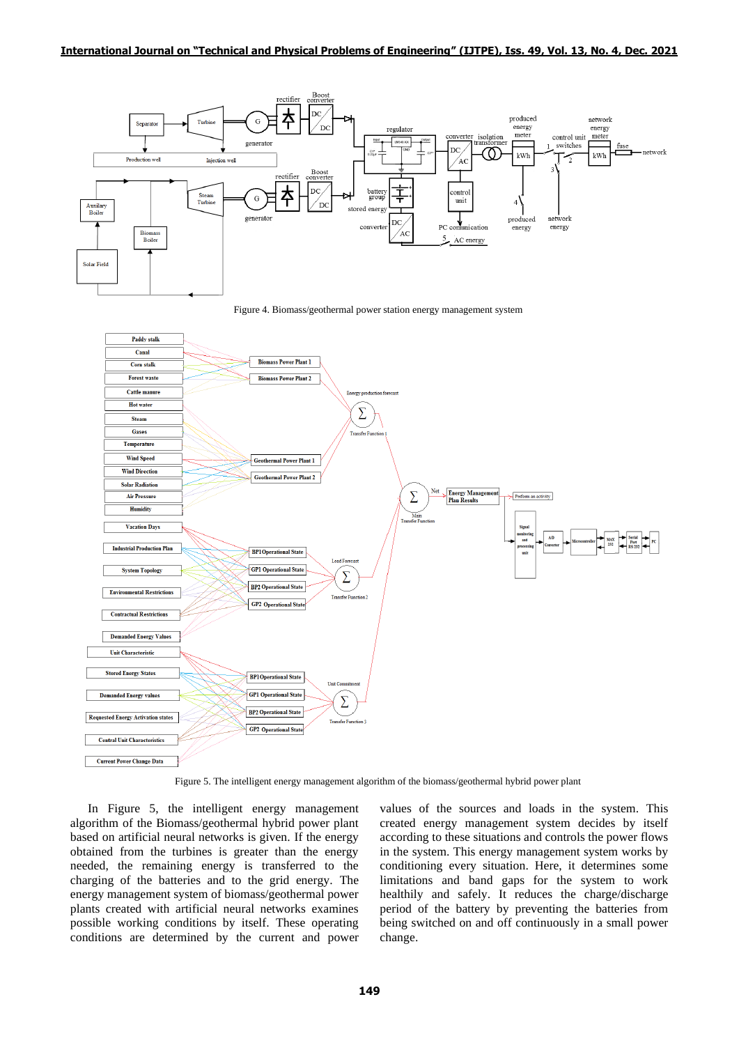Figure 4. Biomass/geothermal power station energy management system

Figure 5. The intelligent energy management algorithm of the biomass/geothermal hybrid power plant

In Figure 5, the intelligent energy management algorithm of the Biomass/geothermal hybrid power plant based on artificial neural networks is given. If the energy obtained from the turbines is greater than the energy needed, the remaining energy is transferred to the charging of the batteries and to the grid energy. The energy management system of biomass/geothermal power plants created with artificial neural networks examines possible working conditions by itself. These operating conditions are determined by the current and power values of the sources and loads in the system. This created energy management system decides by itself according to these situations and controls the power flows in the system. This energy management system works by conditioning every situation. Here, it determines some limitations and band gaps for the system to work healthily and safely. It reduces the charge/discharge period of the battery by preventing the batteries from being switched on and off continuously in a small power change.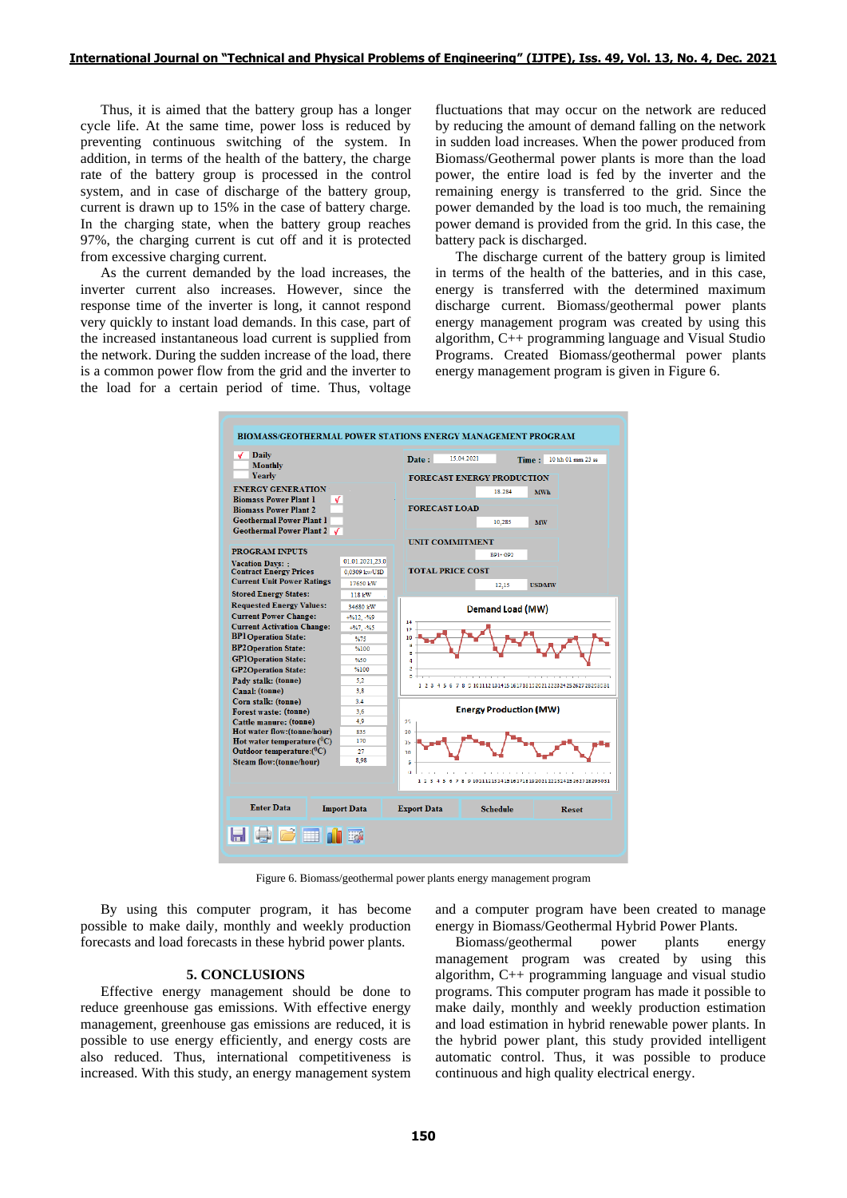Thus, it is aimed that the battery group has a longer cycle life. At the same time, power loss is reduced by preventing continuous switching of the system. In addition, in terms of the health of the battery, the charge rate of the battery group is processed in the control system, and in case of discharge of the battery group, current is drawn up to 15% in the case of battery charge. In the charging state, when the battery group reaches 97%, the charging current is cut off and it is protected from excessive charging current.

As the current demanded by the load increases, the inverter current also increases. However, since the response time of the inverter is long, it cannot respond very quickly to instant load demands. In this case, part of the increased instantaneous load current is supplied from the network. During the sudden increase of the load, there is a common power flow from the grid and the inverter to the load for a certain period of time. Thus, voltage fluctuations that may occur on the network are reduced by reducing the amount of demand falling on the network in sudden load increases. When the power produced from Biomass/Geothermal power plants is more than the load power, the entire load is fed by the inverter and the remaining energy is transferred to the grid. Since the power demanded by the load is too much, the remaining power demand is provided from the grid. In this case, the battery pack is discharged.

The discharge current of the battery group is limited in terms of the health of the batteries, and in this case, energy is transferred with the determined maximum discharge current. Biomass/geothermal power plants energy management program was created by using this algorithm, C++ programming language and Visual Studio Programs. Created Biomass/geothermal power plants energy management program is given in Figure 6.

Figure 6. Biomass/geothermal power plants energy management program

By using this computer program, it has become possible to make daily, monthly and weekly production forecasts and load forecasts in these hybrid power plants.

## 5. CONCLUSIONS

Effective energy management should be done to reduce greenhouse gas emissions. With effective energy management, greenhouse gas emissions are reduced, it is possible to use energy efficiently, and energy costs are also reduced. Thus, international competitiveness is increased. With this study, an energy management system and a computer program have been created to manage energy in Biomass/Geothermal Hybrid Power Plants.

Biomass/geothermal power plants energy management program was created by using this algorithm, C++ programming language and visual studio programs. This computer program has made it possible to make daily, monthly and weekly production estimation and load estimation in hybrid renewable power plants. In the hybrid power plant, this study provided intelligent automatic control. Thus, it was possible to produce continuous and high quality electrical energy.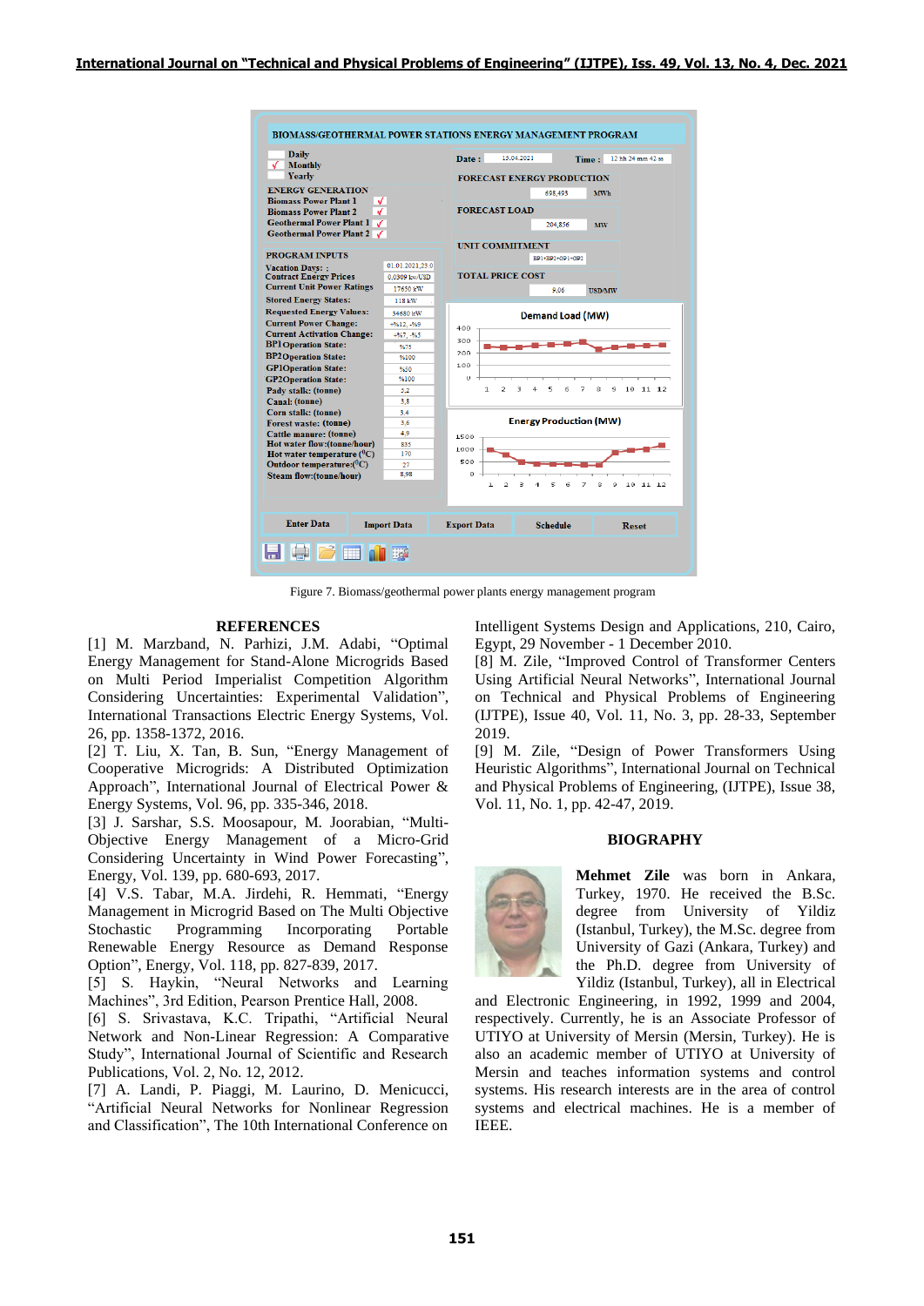Figure 7. Biomass/geothermal power plants energy management program

## REFERENCES

[1] M. Marzband, N. Parhizi, J.M. Adabi, "Optimal Energy Management for Stand-Alone Microgrids Based on Multi Period Imperialist Competition Algorithm Considering Uncertainties: Experimental Validation", International Transactions Electric Energy Systems, Vol. 26, pp. 1358-1372, 2016.

[2] T. Liu, X. Tan, B. Sun, "Energy Management of Cooperative Microgrids: A Distributed Optimization Approach", International Journal of Electrical Power & Energy Systems, Vol. 96, pp. 335-346, 2018.

[3] J. Sarshar, S.S. Moosapour, M. Joorabian, "Multi-Objective Energy Management of a Micro-Grid Considering Uncertainty in Wind Power Forecasting", Energy, Vol. 139, pp. 680-693, 2017.

[4] V.S. Tabar, M.A. Jirdehi, R. Hemmati, "Energy Management in Microgrid Based on The Multi Objective Stochastic Programming Incorporating Portable Renewable Energy Resource as Demand Response Option", Energy, Vol. 118, pp. 827-839, 2017.

[5] S. Haykin, "Neural Networks and Learning Machines", 3rd Edition, Pearson Prentice Hall, 2008.

[6] S. Srivastava, K.C. Tripathi, "Artificial Neural Network and Non-Linear Regression: A Comparative Study", International Journal of Scientific and Research Publications, Vol. 2, No. 12, 2012.

[7] A. Landi, P. Piaggi, M. Laurino, D. Menicucci, "Artificial Neural Networks for Nonlinear Regression and Classification", The 10th International Conference on Intelligent Systems Design and Applications, 210, Cairo, Egypt, 29 November - 1 December 2010.

[8] M. Zile, "Improved Control of Transformer Centers Using Artificial Neural Networks", International Journal on Technical and Physical Problems of Engineering (IJTPE), Issue 40, Vol. 11, No. 3, pp. 28-33, September 2019.

[9] M. Zile, "Design of Power Transformers Using Heuristic Algorithms", International Journal on Technical and Physical Problems of Engineering, (IJTPE), Issue 38, Vol. 11, No. 1, pp. 42-47, 2019.

## BIOGRAPHY

**Mehmet Zile** was born in Ankara, Turkey, 1970. He received the B.Sc. degree from University of Yildiz (Istanbul, Turkey), the M.Sc. degree from University of Gazi (Ankara, Turkey) and the Ph.D. degree from University of Yildiz (Istanbul, Turkey), all in Electrical and Electronic Engineering, in 1992, 1999 and 2004, respectively. Currently, he is an Associate Professor of UTIYO at University of Mersin (Mersin, Turkey). He is also an academic member of UTIYO at University of Mersin and teaches information systems and control systems. His research interests are in the area of control systems and electrical machines. He is a member of IEEE.